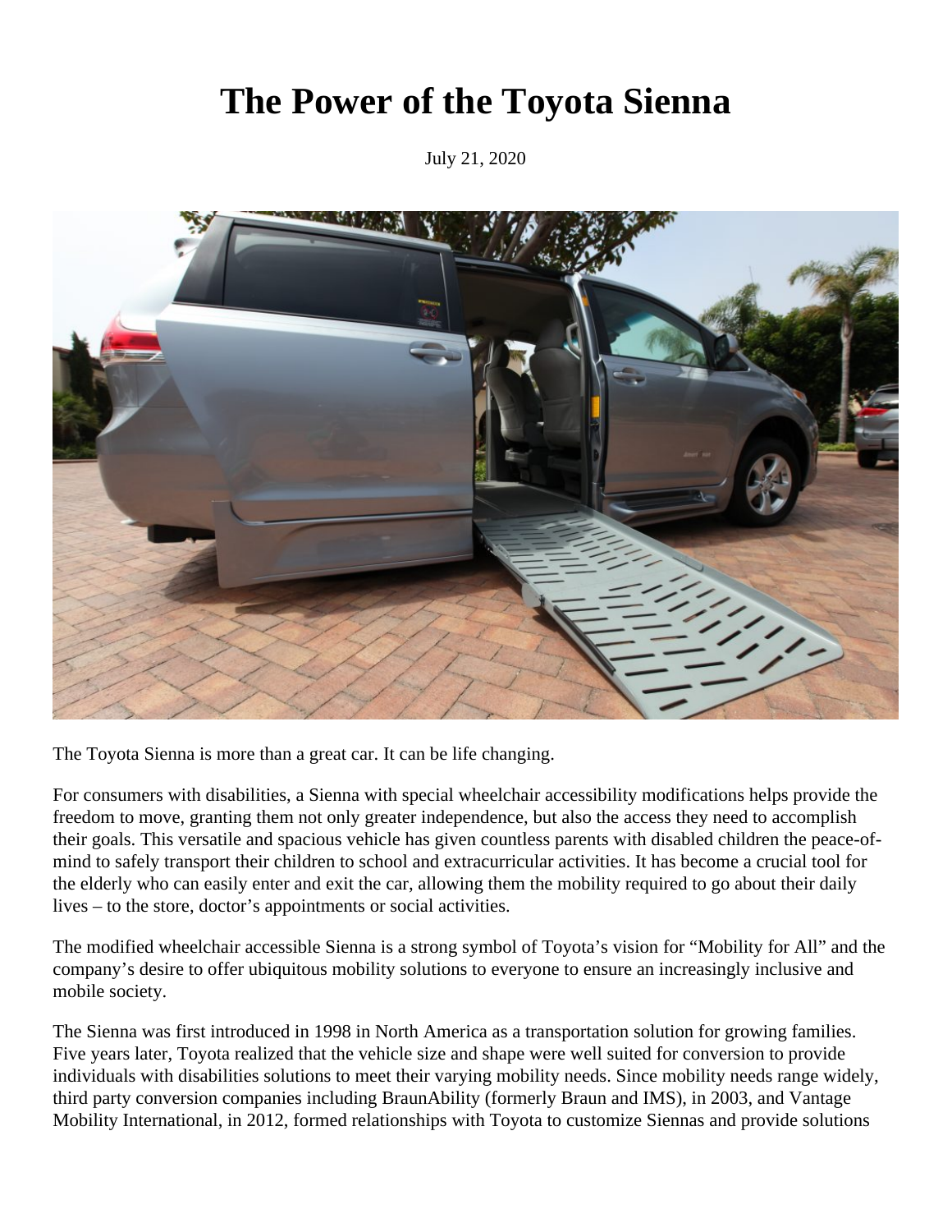# The Power of the Toyota Sienna

July 21, 2020

The Toyota Sienna is more than a great car. It can be life changing.

For consumers with disabilities, a Sienna with special wheelchair accessibility modifications helps provide the freedom to move, granting them not only greater independence, but also the access they need to accomplish their goals. This versatile and spacious vehicle has given countless parents with disabled children the peace-of-mind to safely transport their children to school and extracurricular activities. It has become a crucial tool for the elderly who can easily enter and exit the car, allowing them the mobility required to go about their daily lives – to the store, doctor's appointments or social activities.

The modified wheelchair accessible Sienna is a strong symbol of Toyota's vision for "Mobility for All" and the company's desire to offer ubiquitous mobility solutions to everyone to ensure an increasingly inclusive and mobile society.

The Sienna was first introduced in 1998 in North America as a transportation solution for growing families. Five years later, Toyota realized that the vehicle size and shape were well suited for conversion to provide individuals with disabilities solutions to meet their varying mobility needs. Since mobility needs range widely, third party conversion companies including BraunAbility (formerly Braun and IMS), in 2003, and Vantage Mobility International, in 2012, formed relationships with Toyota to customize Siennas and provide solutions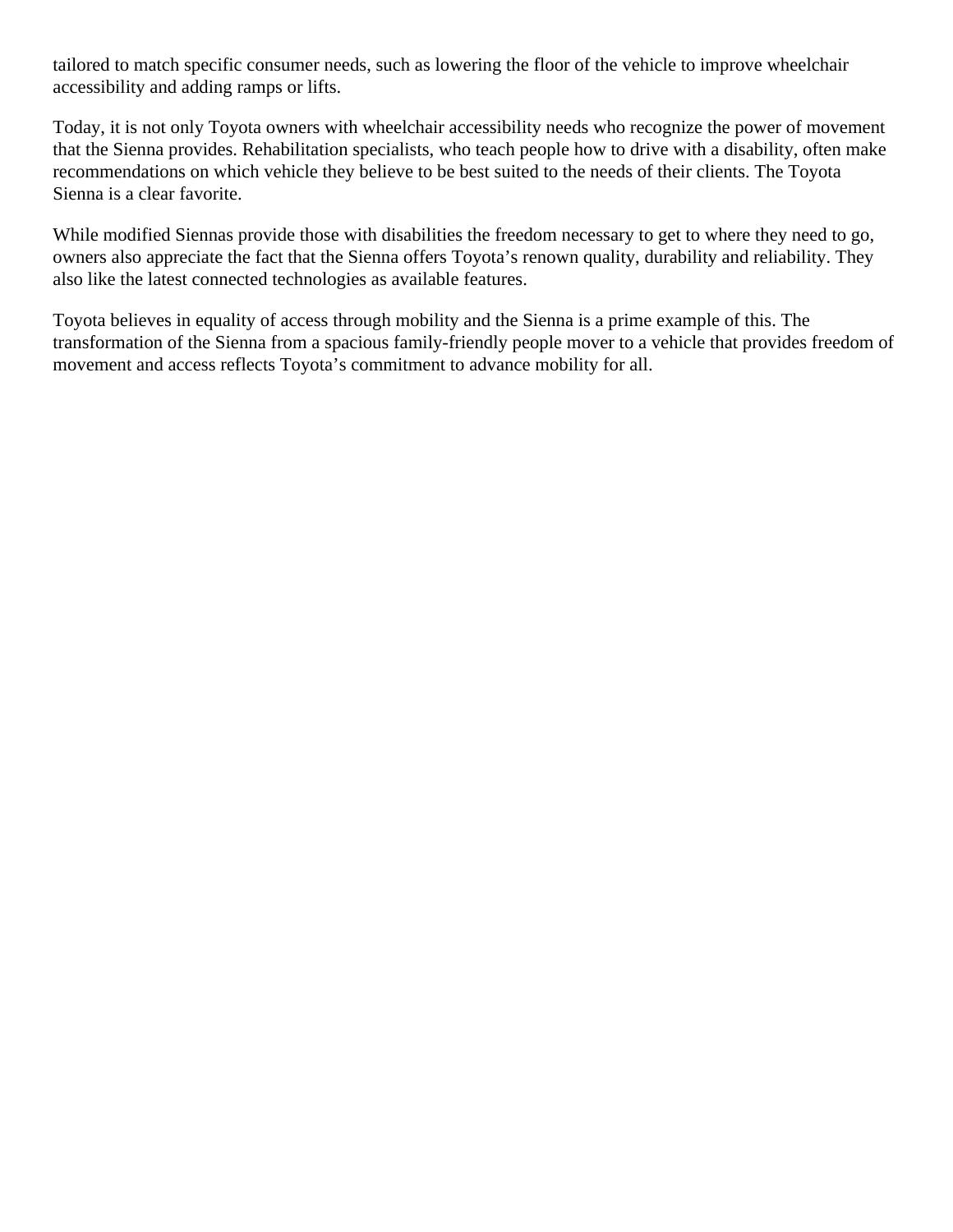tailored to match specific consumer needs, such as lowering the floor of the vehicle to improve wheelchair accessibility and adding ramps or lifts.

Today, it is not only Toyota owners with wheelchair accessibility needs who recognize the power of movement that the Sienna provides. Rehabilitation specialists, who teach people how to drive with a disability, often make recommendations on which vehicle they believe to be best suited to the needs of their clients. The Toyota Sienna is a clear favorite.

While modified Siennas provide those with disabilities the freedom necessary to get to where they need to go, owners also appreciate the fact that the Sienna offers Toyota's renown quality, durability and reliability. They also like the latest connected technologies as available features.

Toyota believes in equality of access through mobility and the Sienna is a prime example of this. The transformation of the Sienna from a spacious family-friendly people mover to a vehicle that provides freedom of movement and access reflects Toyota's commitment to advance mobility for all.